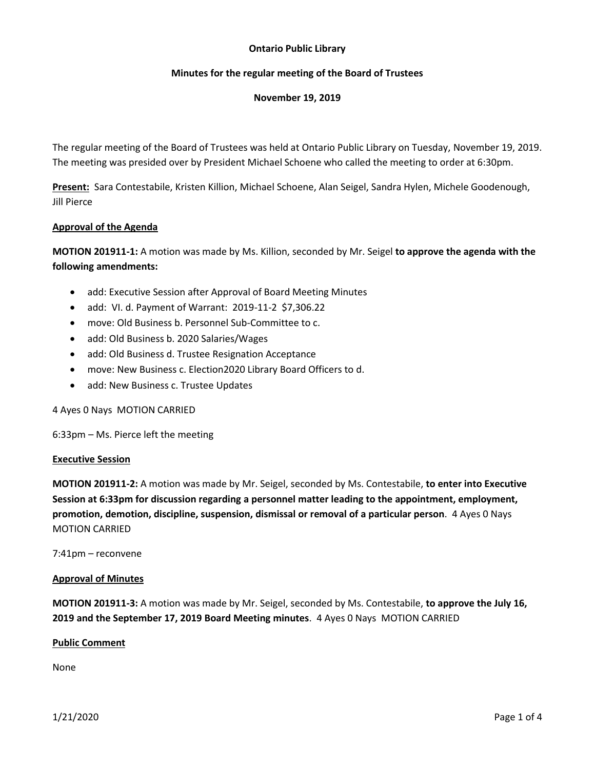**Ontario Public Library**

**Minutes for the regular meeting of the Board of Trustees**

**November 19, 2019**

The regular meeting of the Board of Trustees was held at Ontario Public Library on Tuesday, November 19, 2019. The meeting was presided over by President Michael Schoene who called the meeting to order at 6:30pm.

**Present:** Sara Contestabile, Kristen Killion, Michael Schoene, Alan Seigel, Sandra Hylen, Michele Goodenough, Jill Pierce

## Approval of the Agenda

**MOTION 201911-1:** A motion was made by Ms. Killion, seconded by Mr. Seigel **to approve the agenda with the following amendments:**

- add: Executive Session after Approval of Board Meeting Minutes
- add: VI. d. Payment of Warrant: 2019-11-2 $7,306.22
- move: Old Business b. Personnel Sub-Committee to c.
- add: Old Business b. 2020 Salaries/Wages
- add: Old Business d. Trustee Resignation Acceptance
- move: New Business c. Election2020 Library Board Officers to d.
- add: New Business c. Trustee Updates

4 Ayes 0 Nays MOTION CARRIED

6:33pm – Ms. Pierce left the meeting

## Executive Session

**MOTION 201911-2:** A motion was made by Mr. Seigel, seconded by Ms. Contestabile, **to enter into Executive Session at 6:33pm for discussion regarding a personnel matter leading to the appointment, employment, promotion, demotion, discipline, suspension, dismissal or removal of a particular person**. 4 Ayes 0 Nays MOTION CARRIED

7:41pm – reconvene

## Approval of Minutes

**MOTION 201911-3:** A motion was made by Mr. Seigel, seconded by Ms. Contestabile, **to approve the July 16, 2019 and the September 17, 2019 Board Meeting minutes**. 4 Ayes 0 Nays MOTION CARRIED

## Public Comment

None

1/21/2020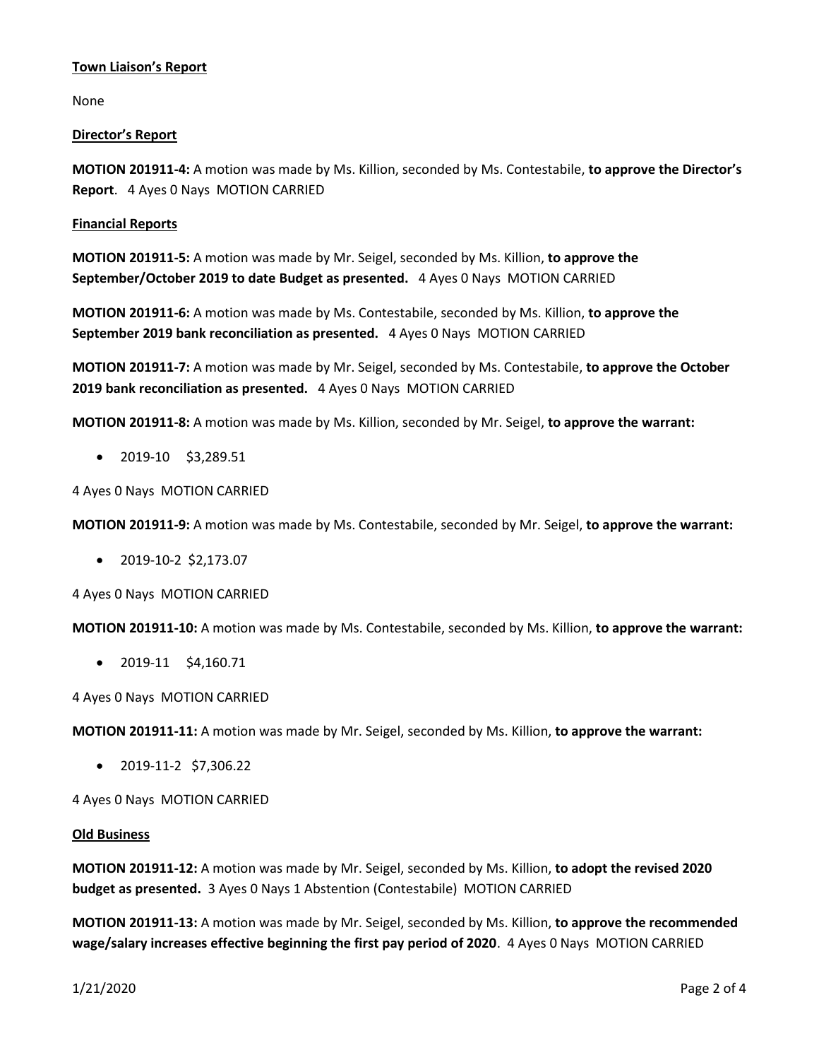**Town Liaison's Report**

None

**Director's Report**

**MOTION 201911-4:** A motion was made by Ms. Killion, seconded by Ms. Contestabile, **to approve the Director's Report**. 4 Ayes 0 Nays MOTION CARRIED

**Financial Reports**

**MOTION 201911-5:** A motion was made by Mr. Seigel, seconded by Ms. Killion, **to approve the September/October 2019 to date Budget as presented.** 4 Ayes 0 Nays MOTION CARRIED

**MOTION 201911-6:** A motion was made by Ms. Contestabile, seconded by Ms. Killion, **to approve the September 2019 bank reconciliation as presented.** 4 Ayes 0 Nays MOTION CARRIED

**MOTION 201911-7:** A motion was made by Mr. Seigel, seconded by Ms. Contestabile, **to approve the October 2019 bank reconciliation as presented.** 4 Ayes 0 Nays MOTION CARRIED

**MOTION 201911-8:** A motion was made by Ms. Killion, seconded by Mr. Seigel, **to approve the warrant:**

- 2019-10 $3,289.51

4 Ayes 0 Nays MOTION CARRIED

**MOTION 201911-9:** A motion was made by Ms. Contestabile, seconded by Mr. Seigel, **to approve the warrant:**

- 2019-10-2 $2,173.07

4 Ayes 0 Nays MOTION CARRIED

**MOTION 201911-10:** A motion was made by Ms. Contestabile, seconded by Ms. Killion, **to approve the warrant:**

- 2019-11 $4,160.71

4 Ayes 0 Nays MOTION CARRIED

**MOTION 201911-11:** A motion was made by Mr. Seigel, seconded by Ms. Killion, **to approve the warrant:**

- 2019-11-2 $7,306.22

4 Ayes 0 Nays MOTION CARRIED

**Old Business**

**MOTION 201911-12:** A motion was made by Mr. Seigel, seconded by Ms. Killion, **to adopt the revised 2020 budget as presented.** 3 Ayes 0 Nays 1 Abstention (Contestabile) MOTION CARRIED

**MOTION 201911-13:** A motion was made by Mr. Seigel, seconded by Ms. Killion, **to approve the recommended wage/salary increases effective beginning the first pay period of 2020**. 4 Ayes 0 Nays MOTION CARRIED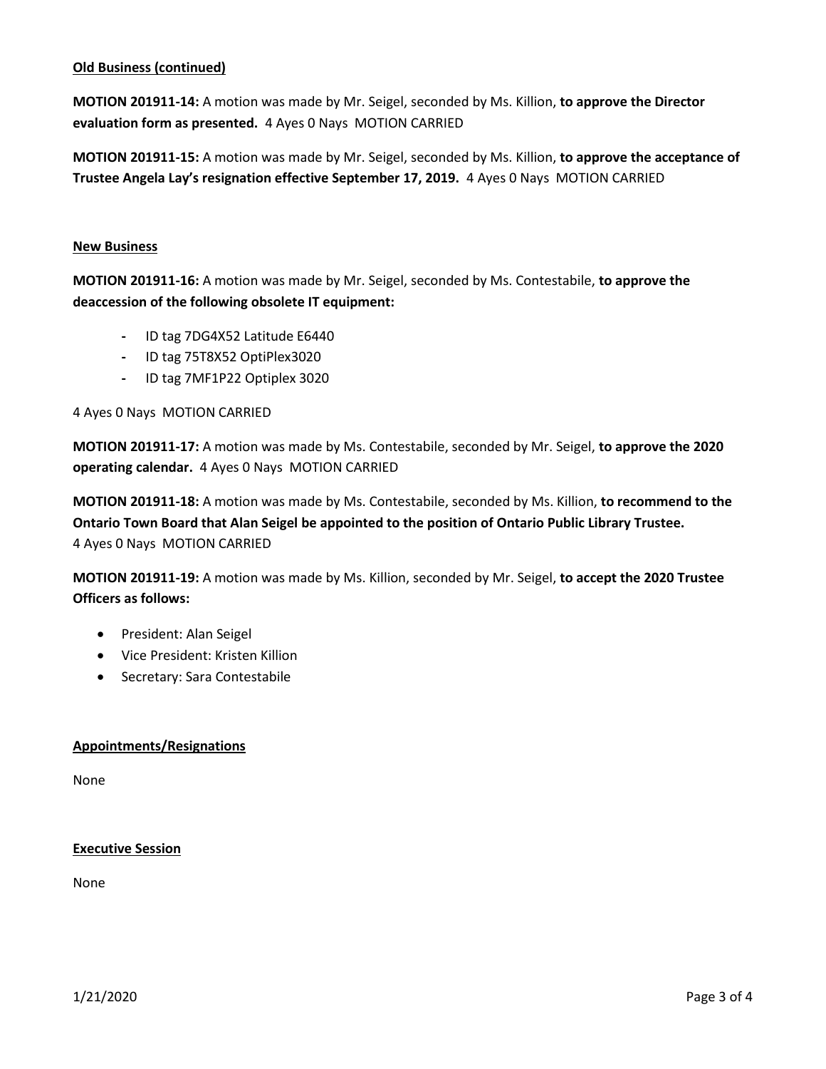**Old Business (continued)**

**MOTION 201911-14:** A motion was made by Mr. Seigel, seconded by Ms. Killion, **to approve the Director evaluation form as presented.** 4 Ayes 0 Nays MOTION CARRIED

**MOTION 201911-15:** A motion was made by Mr. Seigel, seconded by Ms. Killion, **to approve the acceptance of Trustee Angela Lay's resignation effective September 17, 2019.** 4 Ayes 0 Nays MOTION CARRIED

**New Business**

**MOTION 201911-16:** A motion was made by Mr. Seigel, seconded by Ms. Contestabile, **to approve the deaccession of the following obsolete IT equipment:**

- ID tag 7DG4X52 Latitude E6440
- ID tag 75T8X52 OptiPlex3020
- ID tag 7MF1P22 Optiplex 3020

4 Ayes 0 Nays MOTION CARRIED

**MOTION 201911-17:** A motion was made by Ms. Contestabile, seconded by Mr. Seigel, **to approve the 2020 operating calendar.** 4 Ayes 0 Nays MOTION CARRIED

**MOTION 201911-18:** A motion was made by Ms. Contestabile, seconded by Ms. Killion, **to recommend to the Ontario Town Board that Alan Seigel be appointed to the position of Ontario Public Library Trustee.** 4 Ayes 0 Nays MOTION CARRIED

**MOTION 201911-19:** A motion was made by Ms. Killion, seconded by Mr. Seigel, **to accept the 2020 Trustee Officers as follows:**

- President: Alan Seigel
- Vice President: Kristen Killion
- Secretary: Sara Contestabile

**Appointments/Resignations**

None

**Executive Session**

None

1/21/2020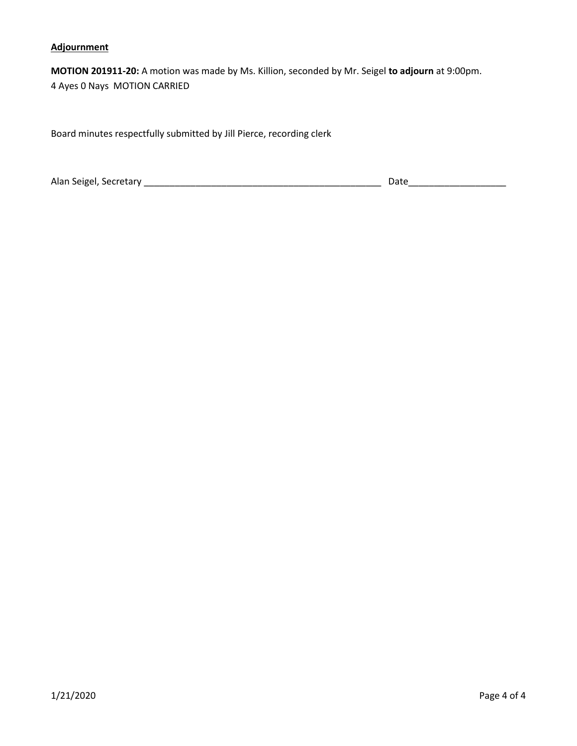**Adjournment**

**MOTION 201911-20:** A motion was made by Ms. Killion, seconded by Mr. Seigel **to adjourn** at 9:00pm.
4 Ayes 0 Nays MOTION CARRIED

Board minutes respectfully submitted by Jill Pierce, recording clerk

Alan Seigel, Secretary _______________________________________________ Date___________________